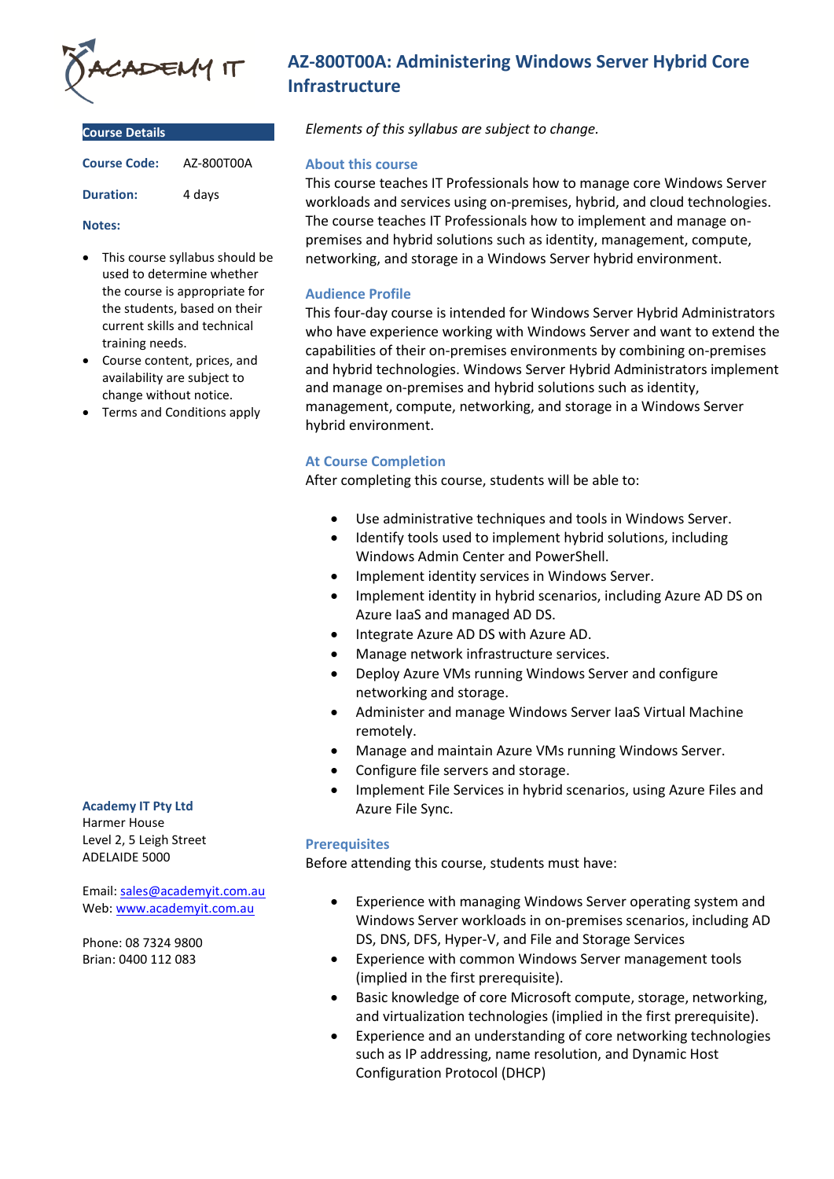# AZ-800T00A: Administering Windows Server Hybrid Core Infrastructure

**Course Details**

**Course Code:** AZ-800T00A

**Duration:** 4 days

**Notes:**

- This course syllabus should be used to determine whether the course is appropriate for the students, based on their current skills and technical training needs.
- Course content, prices, and availability are subject to change without notice.
- Terms and Conditions apply

**Academy IT Pty Ltd**
Harmer House
Level 2, 5 Leigh Street
ADELAIDE 5000

Email: sales@academyit.com.au
Web: www.academyit.com.au

Phone: 08 7324 9800
Brian: 0400 112 083

*Elements of this syllabus are subject to change.*

## About this course

This course teaches IT Professionals how to manage core Windows Server workloads and services using on-premises, hybrid, and cloud technologies. The course teaches IT Professionals how to implement and manage on-premises and hybrid solutions such as identity, management, compute, networking, and storage in a Windows Server hybrid environment.

## Audience Profile

This four-day course is intended for Windows Server Hybrid Administrators who have experience working with Windows Server and want to extend the capabilities of their on-premises environments by combining on-premises and hybrid technologies. Windows Server Hybrid Administrators implement and manage on-premises and hybrid solutions such as identity, management, compute, networking, and storage in a Windows Server hybrid environment.

## At Course Completion

After completing this course, students will be able to:

- Use administrative techniques and tools in Windows Server.
- Identify tools used to implement hybrid solutions, including Windows Admin Center and PowerShell.
- Implement identity services in Windows Server.
- Implement identity in hybrid scenarios, including Azure AD DS on Azure IaaS and managed AD DS.
- Integrate Azure AD DS with Azure AD.
- Manage network infrastructure services.
- Deploy Azure VMs running Windows Server and configure networking and storage.
- Administer and manage Windows Server IaaS Virtual Machine remotely.
- Manage and maintain Azure VMs running Windows Server.
- Configure file servers and storage.
- Implement File Services in hybrid scenarios, using Azure Files and Azure File Sync.

## Prerequisites

Before attending this course, students must have:

- Experience with managing Windows Server operating system and Windows Server workloads in on-premises scenarios, including AD DS, DNS, DFS, Hyper-V, and File and Storage Services
- Experience with common Windows Server management tools (implied in the first prerequisite).
- Basic knowledge of core Microsoft compute, storage, networking, and virtualization technologies (implied in the first prerequisite).
- Experience and an understanding of core networking technologies such as IP addressing, name resolution, and Dynamic Host Configuration Protocol (DHCP)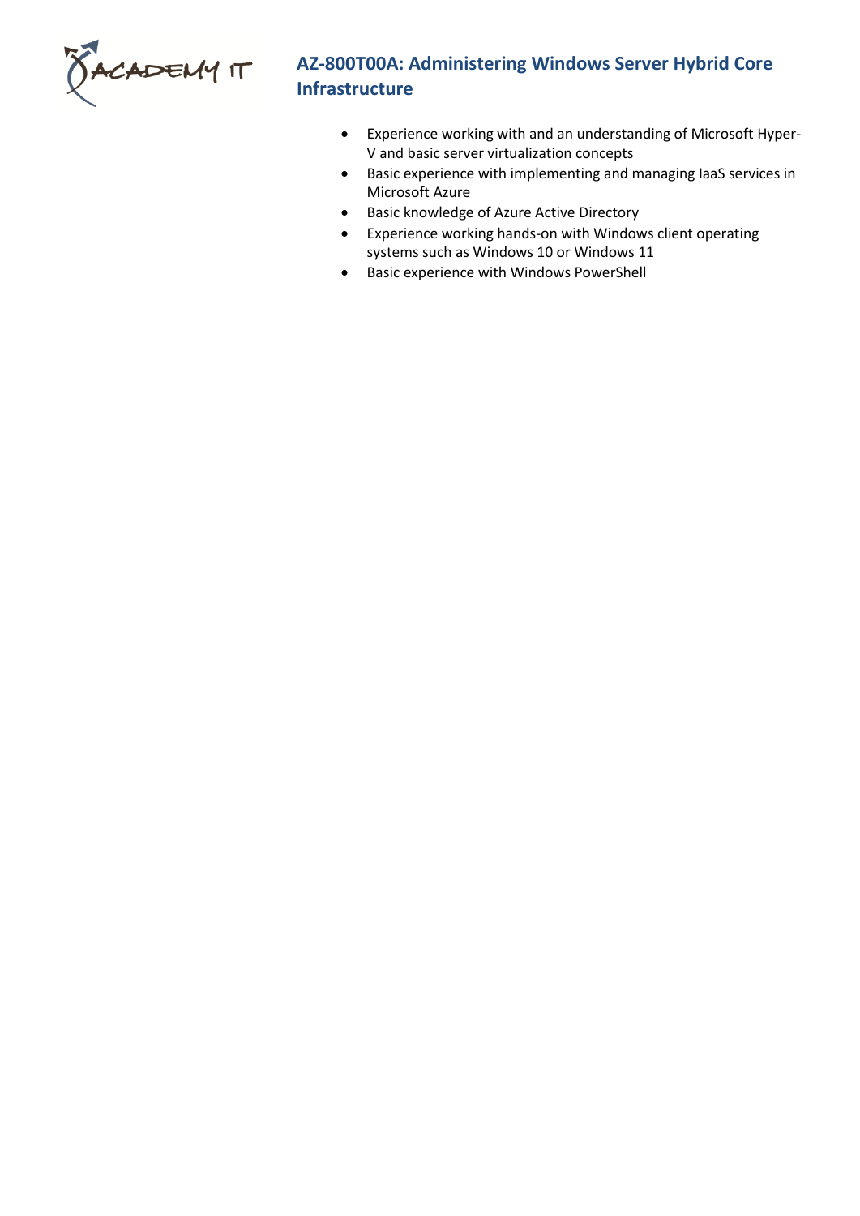- Experience working with and an understanding of Microsoft Hyper-V and basic server virtualization concepts
- Basic experience with implementing and managing IaaS services in Microsoft Azure
- Basic knowledge of Azure Active Directory
- Experience working hands-on with Windows client operating systems such as Windows 10 or Windows 11
- Basic experience with Windows PowerShell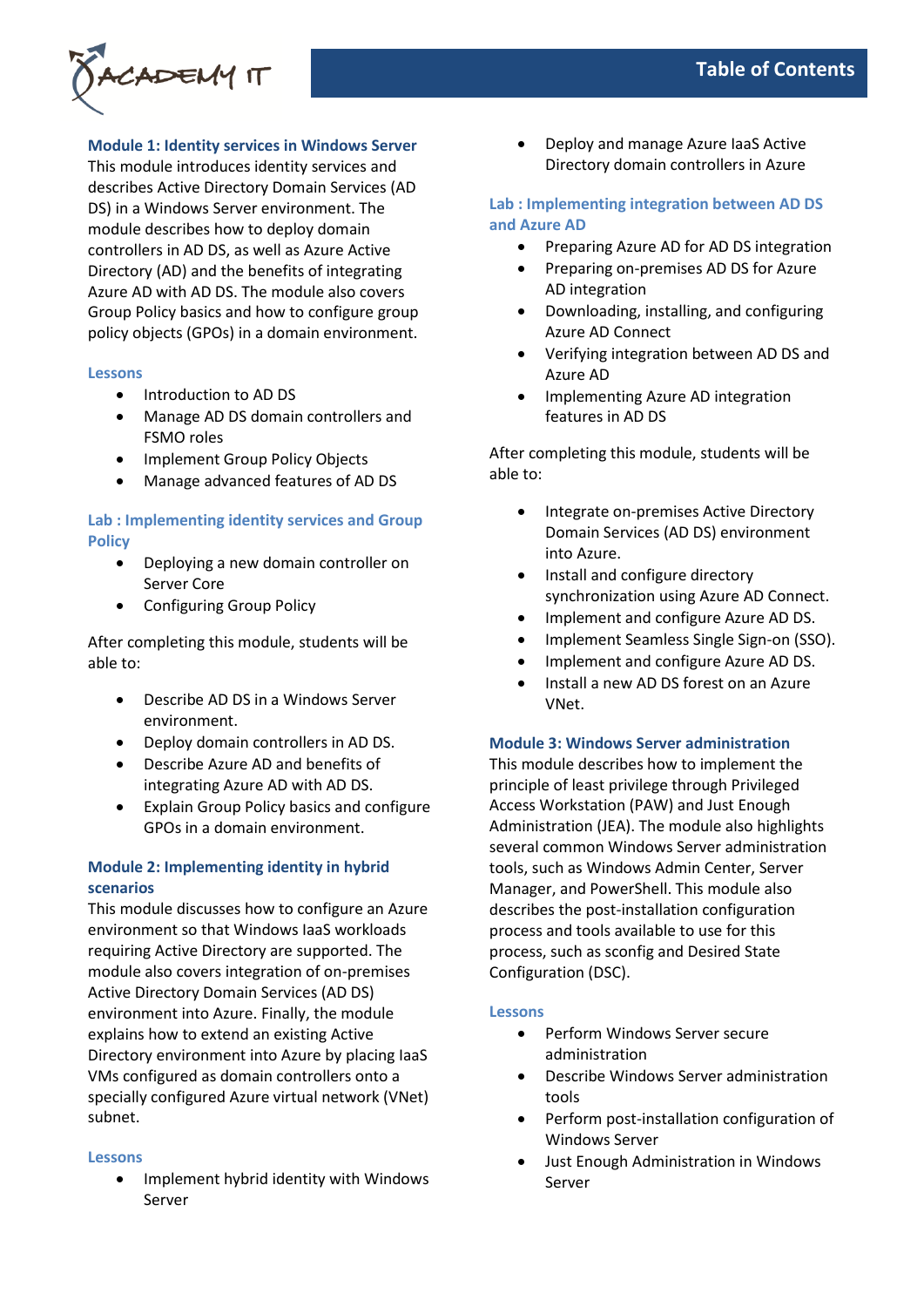## Table of Contents

### Module 1: Identity services in Windows Server

This module introduces identity services and describes Active Directory Domain Services (AD DS) in a Windows Server environment. The module describes how to deploy domain controllers in AD DS, as well as Azure Active Directory (AD) and the benefits of integrating Azure AD with AD DS. The module also covers Group Policy basics and how to configure group policy objects (GPOs) in a domain environment.

#### Lessons

- Introduction to AD DS
- Manage AD DS domain controllers and FSMO roles
- Implement Group Policy Objects
- Manage advanced features of AD DS

#### Lab : Implementing identity services and Group Policy

- Deploying a new domain controller on Server Core
- Configuring Group Policy

After completing this module, students will be able to:

- Describe AD DS in a Windows Server environment.
- Deploy domain controllers in AD DS.
- Describe Azure AD and benefits of integrating Azure AD with AD DS.
- Explain Group Policy basics and configure GPOs in a domain environment.

### Module 2: Implementing identity in hybrid scenarios

This module discusses how to configure an Azure environment so that Windows IaaS workloads requiring Active Directory are supported. The module also covers integration of on-premises Active Directory Domain Services (AD DS) environment into Azure. Finally, the module explains how to extend an existing Active Directory environment into Azure by placing IaaS VMs configured as domain controllers onto a specially configured Azure virtual network (VNet) subnet.

#### Lessons

- Implement hybrid identity with Windows Server
- Deploy and manage Azure IaaS Active Directory domain controllers in Azure

#### Lab : Implementing integration between AD DS and Azure AD

- Preparing Azure AD for AD DS integration
- Preparing on-premises AD DS for Azure AD integration
- Downloading, installing, and configuring Azure AD Connect
- Verifying integration between AD DS and Azure AD
- Implementing Azure AD integration features in AD DS

After completing this module, students will be able to:

- Integrate on-premises Active Directory Domain Services (AD DS) environment into Azure.
- Install and configure directory synchronization using Azure AD Connect.
- Implement and configure Azure AD DS.
- Implement Seamless Single Sign-on (SSO).
- Implement and configure Azure AD DS.
- Install a new AD DS forest on an Azure VNet.

### Module 3: Windows Server administration

This module describes how to implement the principle of least privilege through Privileged Access Workstation (PAW) and Just Enough Administration (JEA). The module also highlights several common Windows Server administration tools, such as Windows Admin Center, Server Manager, and PowerShell. This module also describes the post-installation configuration process and tools available to use for this process, such as sconfig and Desired State Configuration (DSC).

#### Lessons

- Perform Windows Server secure administration
- Describe Windows Server administration tools
- Perform post-installation configuration of Windows Server
- Just Enough Administration in Windows Server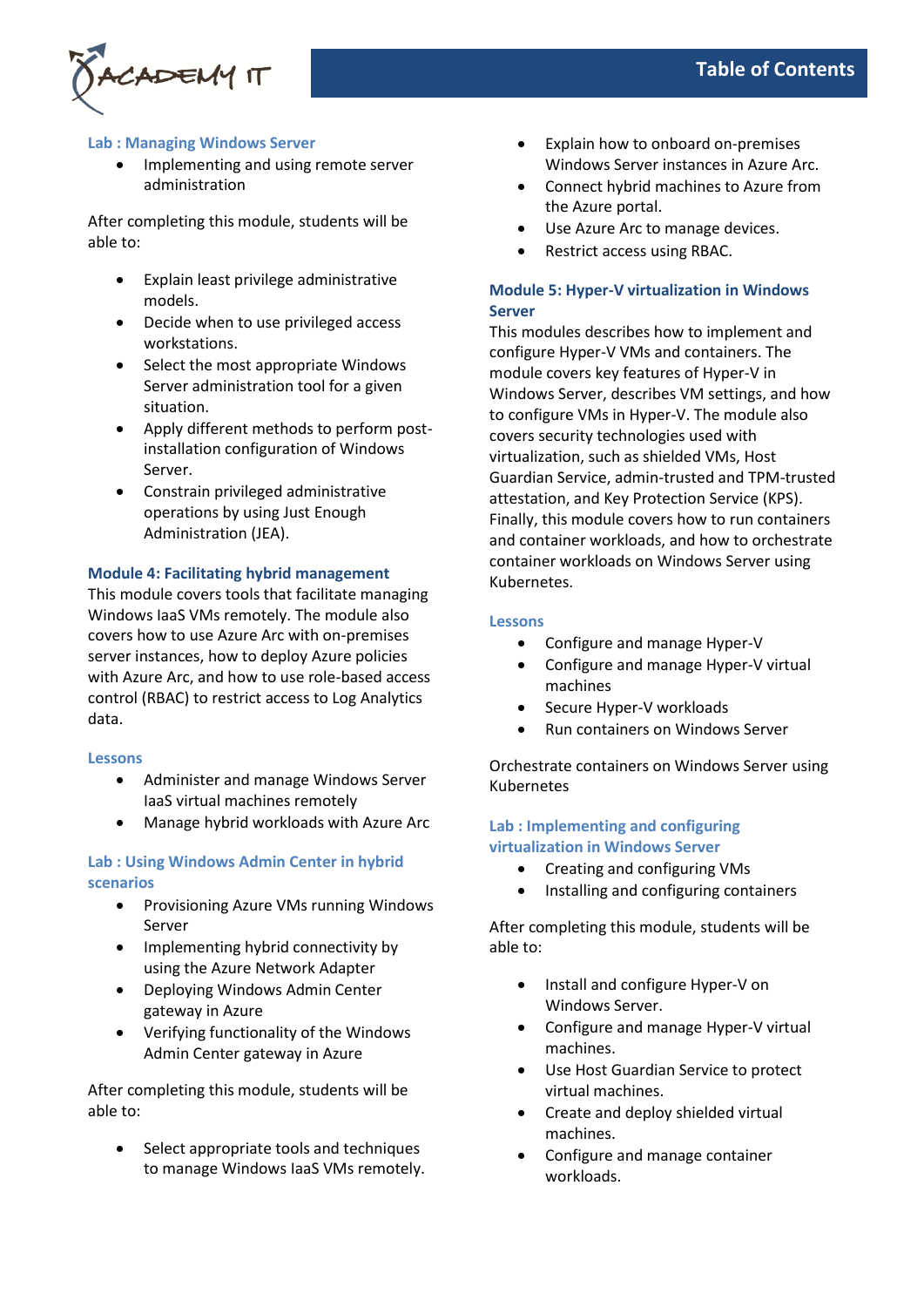### Lab : Managing Windows Server

- Implementing and using remote server administration

After completing this module, students will be able to:

- Explain least privilege administrative models.
- Decide when to use privileged access workstations.
- Select the most appropriate Windows Server administration tool for a given situation.
- Apply different methods to perform post-installation configuration of Windows Server.
- Constrain privileged administrative operations by using Just Enough Administration (JEA).

### Module 4: Facilitating hybrid management

This module covers tools that facilitate managing Windows IaaS VMs remotely. The module also covers how to use Azure Arc with on-premises server instances, how to deploy Azure policies with Azure Arc, and how to use role-based access control (RBAC) to restrict access to Log Analytics data.

### Lessons

- Administer and manage Windows Server IaaS virtual machines remotely
- Manage hybrid workloads with Azure Arc

### Lab : Using Windows Admin Center in hybrid scenarios

- Provisioning Azure VMs running Windows Server
- Implementing hybrid connectivity by using the Azure Network Adapter
- Deploying Windows Admin Center gateway in Azure
- Verifying functionality of the Windows Admin Center gateway in Azure

After completing this module, students will be able to:

- Select appropriate tools and techniques to manage Windows IaaS VMs remotely.
- Explain how to onboard on-premises Windows Server instances in Azure Arc.
- Connect hybrid machines to Azure from the Azure portal.
- Use Azure Arc to manage devices.
- Restrict access using RBAC.

### Module 5: Hyper-V virtualization in Windows Server

This modules describes how to implement and configure Hyper-V VMs and containers. The module covers key features of Hyper-V in Windows Server, describes VM settings, and how to configure VMs in Hyper-V. The module also covers security technologies used with virtualization, such as shielded VMs, Host Guardian Service, admin-trusted and TPM-trusted attestation, and Key Protection Service (KPS). Finally, this module covers how to run containers and container workloads, and how to orchestrate container workloads on Windows Server using Kubernetes.

### Lessons

- Configure and manage Hyper-V
- Configure and manage Hyper-V virtual machines
- Secure Hyper-V workloads
- Run containers on Windows Server

Orchestrate containers on Windows Server using Kubernetes

### Lab : Implementing and configuring virtualization in Windows Server

- Creating and configuring VMs
- Installing and configuring containers

After completing this module, students will be able to:

- Install and configure Hyper-V on Windows Server.
- Configure and manage Hyper-V virtual machines.
- Use Host Guardian Service to protect virtual machines.
- Create and deploy shielded virtual machines.
- Configure and manage container workloads.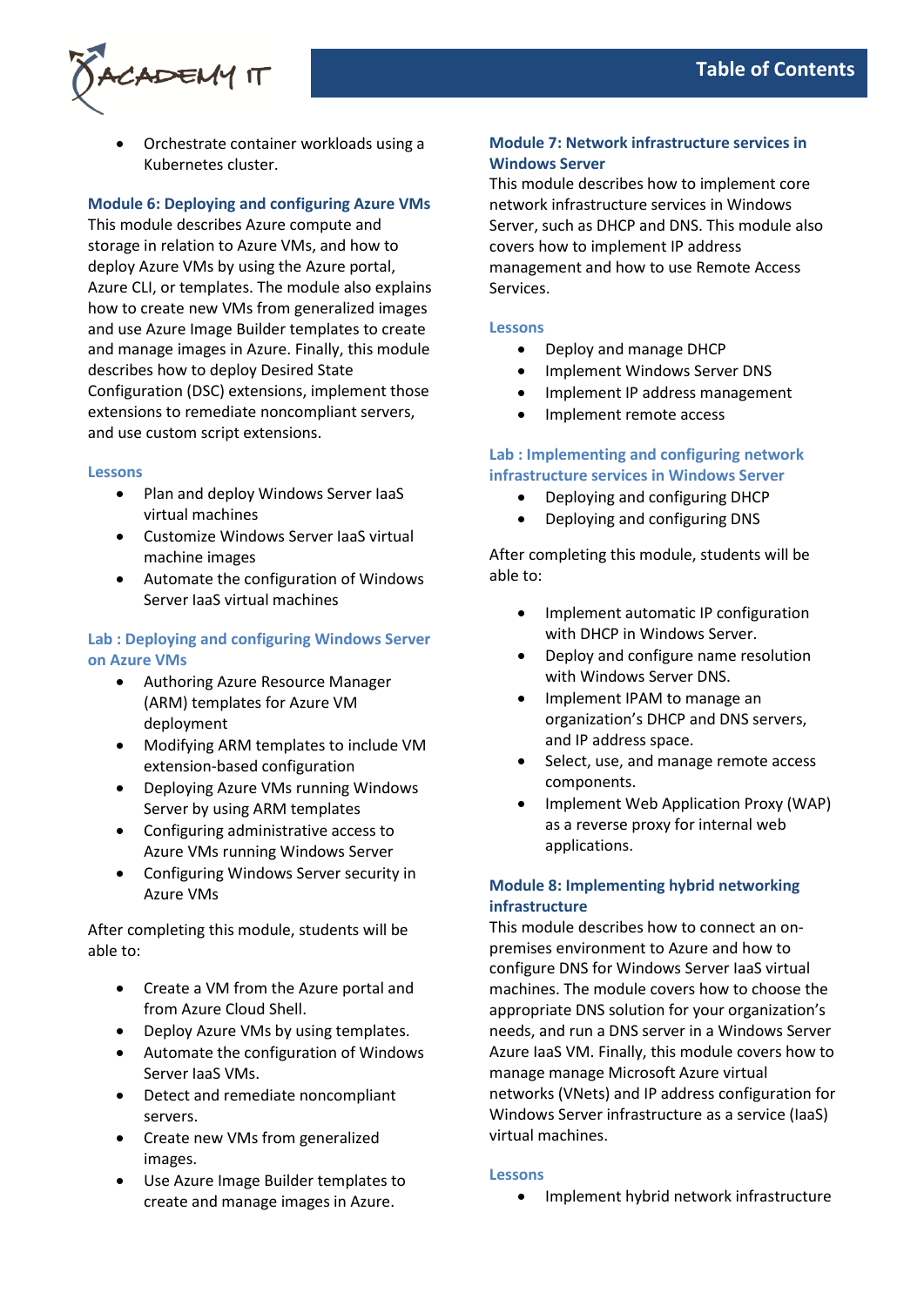- Orchestrate container workloads using a Kubernetes cluster.

### Module 6: Deploying and configuring Azure VMs

This module describes Azure compute and storage in relation to Azure VMs, and how to deploy Azure VMs by using the Azure portal, Azure CLI, or templates. The module also explains how to create new VMs from generalized images and use Azure Image Builder templates to create and manage images in Azure. Finally, this module describes how to deploy Desired State Configuration (DSC) extensions, implement those extensions to remediate noncompliant servers, and use custom script extensions.

#### Lessons

- Plan and deploy Windows Server IaaS virtual machines
- Customize Windows Server IaaS virtual machine images
- Automate the configuration of Windows Server IaaS virtual machines

#### Lab : Deploying and configuring Windows Server on Azure VMs

- Authoring Azure Resource Manager (ARM) templates for Azure VM deployment
- Modifying ARM templates to include VM extension-based configuration
- Deploying Azure VMs running Windows Server by using ARM templates
- Configuring administrative access to Azure VMs running Windows Server
- Configuring Windows Server security in Azure VMs

After completing this module, students will be able to:

- Create a VM from the Azure portal and from Azure Cloud Shell.
- Deploy Azure VMs by using templates.
- Automate the configuration of Windows Server IaaS VMs.
- Detect and remediate noncompliant servers.
- Create new VMs from generalized images.
- Use Azure Image Builder templates to create and manage images in Azure.

### Module 7: Network infrastructure services in Windows Server

This module describes how to implement core network infrastructure services in Windows Server, such as DHCP and DNS. This module also covers how to implement IP address management and how to use Remote Access Services.

#### Lessons

- Deploy and manage DHCP
- Implement Windows Server DNS
- Implement IP address management
- Implement remote access

#### Lab : Implementing and configuring network infrastructure services in Windows Server

- Deploying and configuring DHCP
- Deploying and configuring DNS

After completing this module, students will be able to:

- Implement automatic IP configuration with DHCP in Windows Server.
- Deploy and configure name resolution with Windows Server DNS.
- Implement IPAM to manage an organization's DHCP and DNS servers, and IP address space.
- Select, use, and manage remote access components.
- Implement Web Application Proxy (WAP) as a reverse proxy for internal web applications.

### Module 8: Implementing hybrid networking infrastructure

This module describes how to connect an on-premises environment to Azure and how to configure DNS for Windows Server IaaS virtual machines. The module covers how to choose the appropriate DNS solution for your organization's needs, and run a DNS server in a Windows Server Azure IaaS VM. Finally, this module covers how to manage manage Microsoft Azure virtual networks (VNets) and IP address configuration for Windows Server infrastructure as a service (IaaS) virtual machines.

#### Lessons

- Implement hybrid network infrastructure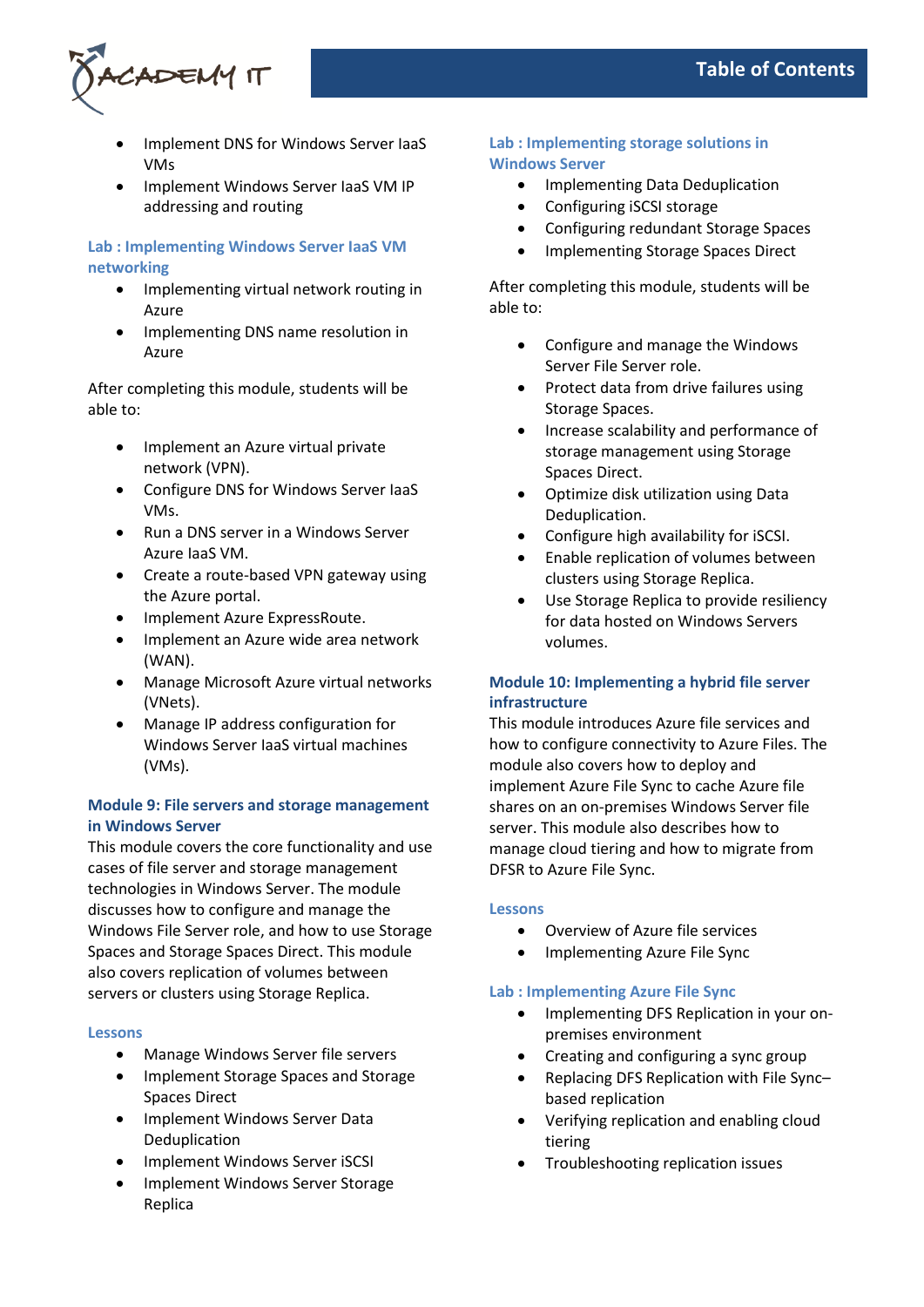- Implement DNS for Windows Server IaaS VMs
- Implement Windows Server IaaS VM IP addressing and routing

### Lab : Implementing Windows Server IaaS VM networking

- Implementing virtual network routing in Azure
- Implementing DNS name resolution in Azure

After completing this module, students will be able to:

- Implement an Azure virtual private network (VPN).
- Configure DNS for Windows Server IaaS VMs.
- Run a DNS server in a Windows Server Azure IaaS VM.
- Create a route-based VPN gateway using the Azure portal.
- Implement Azure ExpressRoute.
- Implement an Azure wide area network (WAN).
- Manage Microsoft Azure virtual networks (VNets).
- Manage IP address configuration for Windows Server IaaS virtual machines (VMs).

## Module 9: File servers and storage management in Windows Server

This module covers the core functionality and use cases of file server and storage management technologies in Windows Server. The module discusses how to configure and manage the Windows File Server role, and how to use Storage Spaces and Storage Spaces Direct. This module also covers replication of volumes between servers or clusters using Storage Replica.

### Lessons

- Manage Windows Server file servers
- Implement Storage Spaces and Storage Spaces Direct
- Implement Windows Server Data Deduplication
- Implement Windows Server iSCSI
- Implement Windows Server Storage Replica

### Lab : Implementing storage solutions in Windows Server

- Implementing Data Deduplication
- Configuring iSCSI storage
- Configuring redundant Storage Spaces
- Implementing Storage Spaces Direct

After completing this module, students will be able to:

- Configure and manage the Windows Server File Server role.
- Protect data from drive failures using Storage Spaces.
- Increase scalability and performance of storage management using Storage Spaces Direct.
- Optimize disk utilization using Data Deduplication.
- Configure high availability for iSCSI.
- Enable replication of volumes between clusters using Storage Replica.
- Use Storage Replica to provide resiliency for data hosted on Windows Servers volumes.

## Module 10: Implementing a hybrid file server infrastructure

This module introduces Azure file services and how to configure connectivity to Azure Files. The module also covers how to deploy and implement Azure File Sync to cache Azure file shares on an on-premises Windows Server file server. This module also describes how to manage cloud tiering and how to migrate from DFSR to Azure File Sync.

### Lessons

- Overview of Azure file services
- Implementing Azure File Sync

### Lab : Implementing Azure File Sync

- Implementing DFS Replication in your on-premises environment
- Creating and configuring a sync group
- Replacing DFS Replication with File Sync–based replication
- Verifying replication and enabling cloud tiering
- Troubleshooting replication issues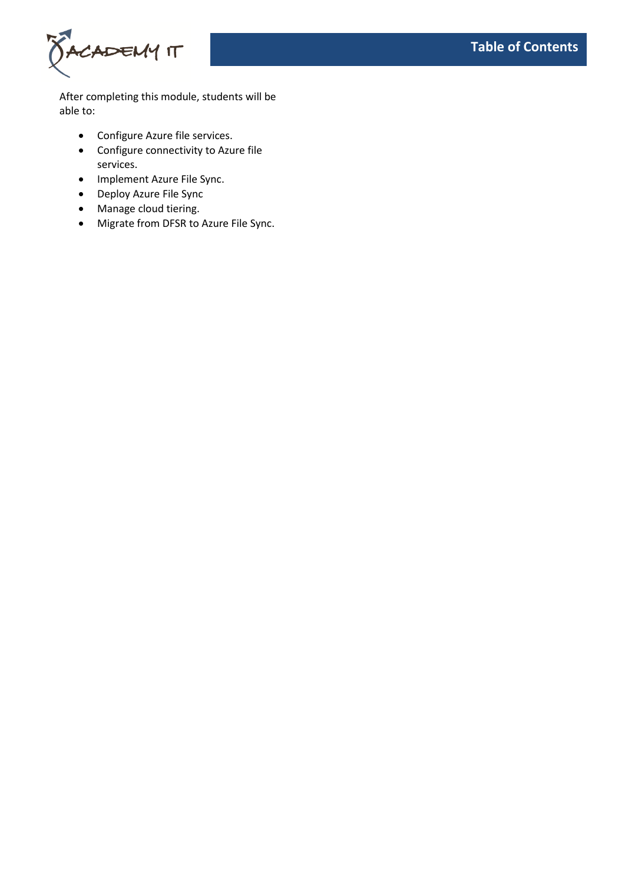After completing this module, students will be able to:

- Configure Azure file services.
- Configure connectivity to Azure file services.
- Implement Azure File Sync.
- Deploy Azure File Sync
- Manage cloud tiering.
- Migrate from DFSR to Azure File Sync.